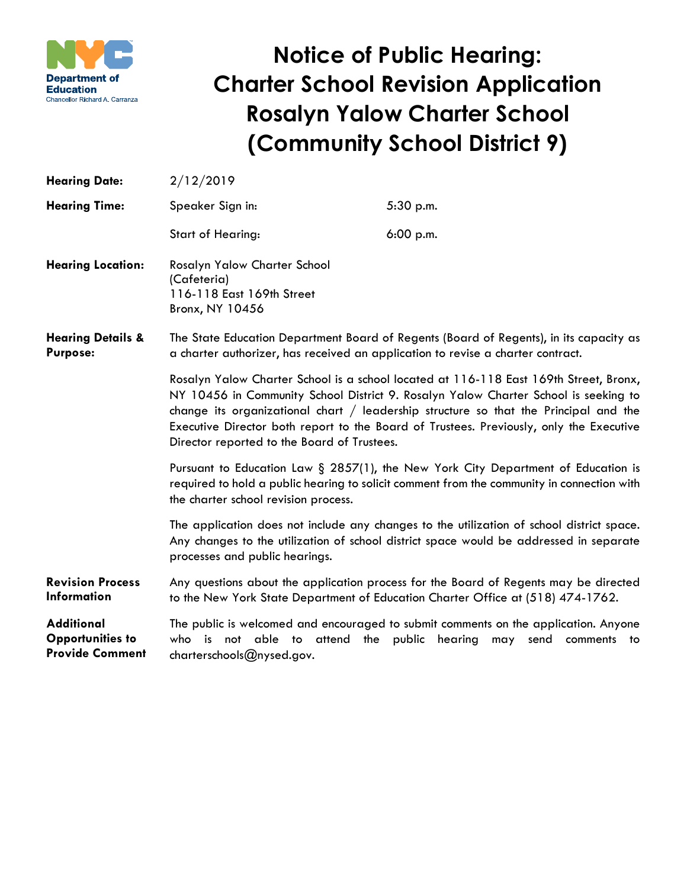NYC Department of Education
Chancellor Richard A. Carranza

# Notice of Public Hearing: Charter School Revision Application Rosalyn Yalow Charter School (Community School District 9)

**Hearing Date:** 2/12/2019

**Hearing Time:**

| | |
|---|---|
| Speaker Sign in: | 5:30 p.m. |
| Start of Hearing: | 6:00 p.m. |

**Hearing Location:**
Rosalyn Yalow Charter School
(Cafeteria)
116-118 East 169th Street
Bronx, NY 10456

**Hearing Details & Purpose:**

The State Education Department Board of Regents (Board of Regents), in its capacity as a charter authorizer, has received an application to revise a charter contract.

Rosalyn Yalow Charter School is a school located at 116-118 East 169th Street, Bronx, NY 10456 in Community School District 9. Rosalyn Yalow Charter School is seeking to change its organizational chart / leadership structure so that the Principal and the Executive Director both report to the Board of Trustees. Previously, only the Executive Director reported to the Board of Trustees.

Pursuant to Education Law § 2857(1), the New York City Department of Education is required to hold a public hearing to solicit comment from the community in connection with the charter school revision process.

The application does not include any changes to the utilization of school district space. Any changes to the utilization of school district space would be addressed in separate processes and public hearings.

**Revision Process Information**

Any questions about the application process for the Board of Regents may be directed to the New York State Department of Education Charter Office at (518) 474-1762.

**Additional Opportunities to Provide Comment**

The public is welcomed and encouraged to submit comments on the application. Anyone who is not able to attend the public hearing may send comments to charterschools@nysed.gov.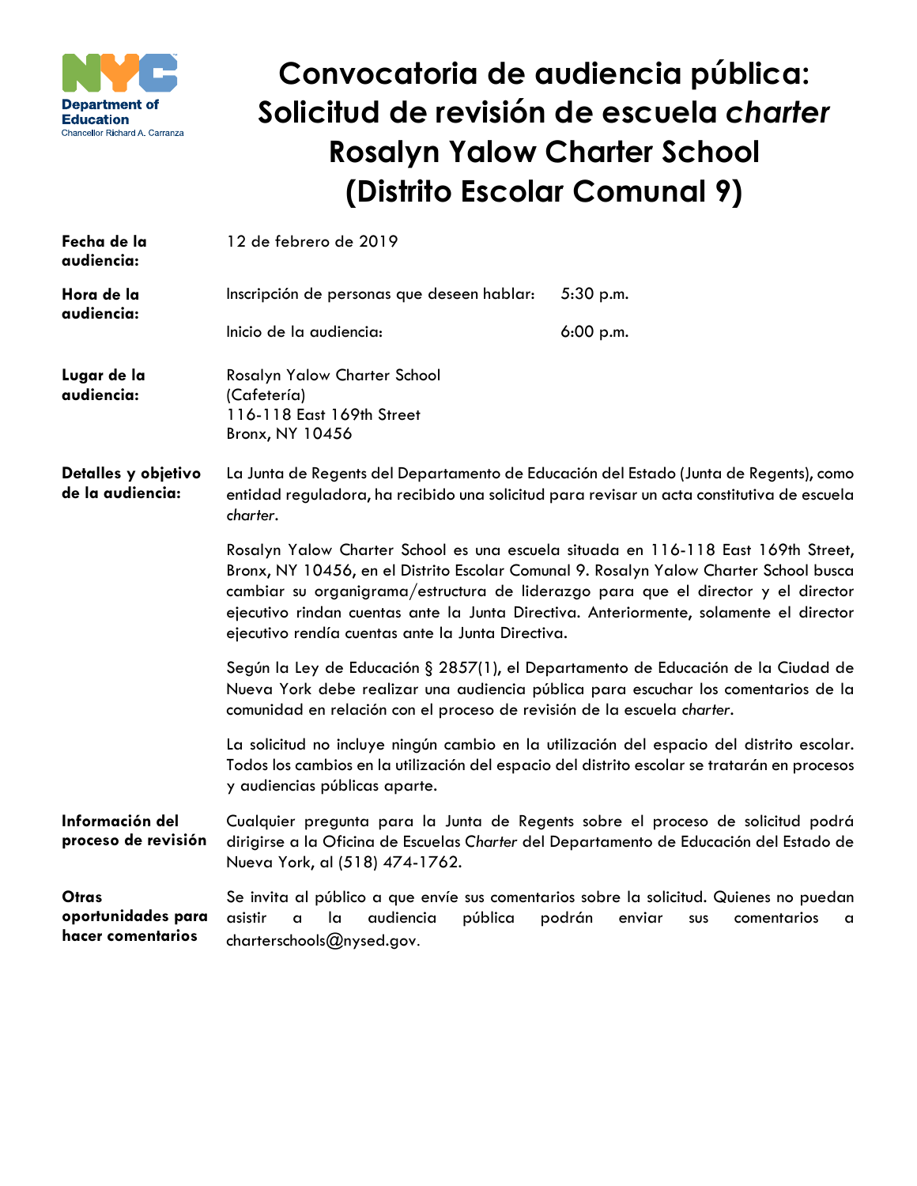NYC Department of Education
Chancellor Richard A. Carranza

# Convocatoria de audiencia pública: Solicitud de revisión de escuela *charter* Rosalyn Yalow Charter School (Distrito Escolar Comunal 9)

**Fecha de la audiencia:** 12 de febrero de 2019

**Hora de la audiencia:**

Inscripción de personas que deseen hablar: 5:30 p.m.

Inicio de la audiencia: 6:00 p.m.

**Lugar de la audiencia:**

Rosalyn Yalow Charter School
(Cafetería)
116-118 East 169th Street
Bronx, NY 10456

**Detalles y objetivo de la audiencia:**

La Junta de Regents del Departamento de Educación del Estado (Junta de Regents), como entidad reguladora, ha recibido una solicitud para revisar un acta constitutiva de escuela *charter*.

Rosalyn Yalow Charter School es una escuela situada en 116-118 East 169th Street, Bronx, NY 10456, en el Distrito Escolar Comunal 9. Rosalyn Yalow Charter School busca cambiar su organigrama/estructura de liderazgo para que el director y el director ejecutivo rindan cuentas ante la Junta Directiva. Anteriormente, solamente el director ejecutivo rendía cuentas ante la Junta Directiva.

Según la Ley de Educación § 2857(1), el Departamento de Educación de la Ciudad de Nueva York debe realizar una audiencia pública para escuchar los comentarios de la comunidad en relación con el proceso de revisión de la escuela *charter*.

La solicitud no incluye ningún cambio en la utilización del espacio del distrito escolar. Todos los cambios en la utilización del espacio del distrito escolar se tratarán en procesos y audiencias públicas aparte.

**Información del proceso de revisión**

Cualquier pregunta para la Junta de Regents sobre el proceso de solicitud podrá dirigirse a la Oficina de Escuelas *Charter* del Departamento de Educación del Estado de Nueva York, al (518) 474-1762.

**Otras oportunidades para hacer comentarios**

Se invita al público a que envíe sus comentarios sobre la solicitud. Quienes no puedan asistir a la audiencia pública podrán enviar sus comentarios a charterschools@nysed.gov.